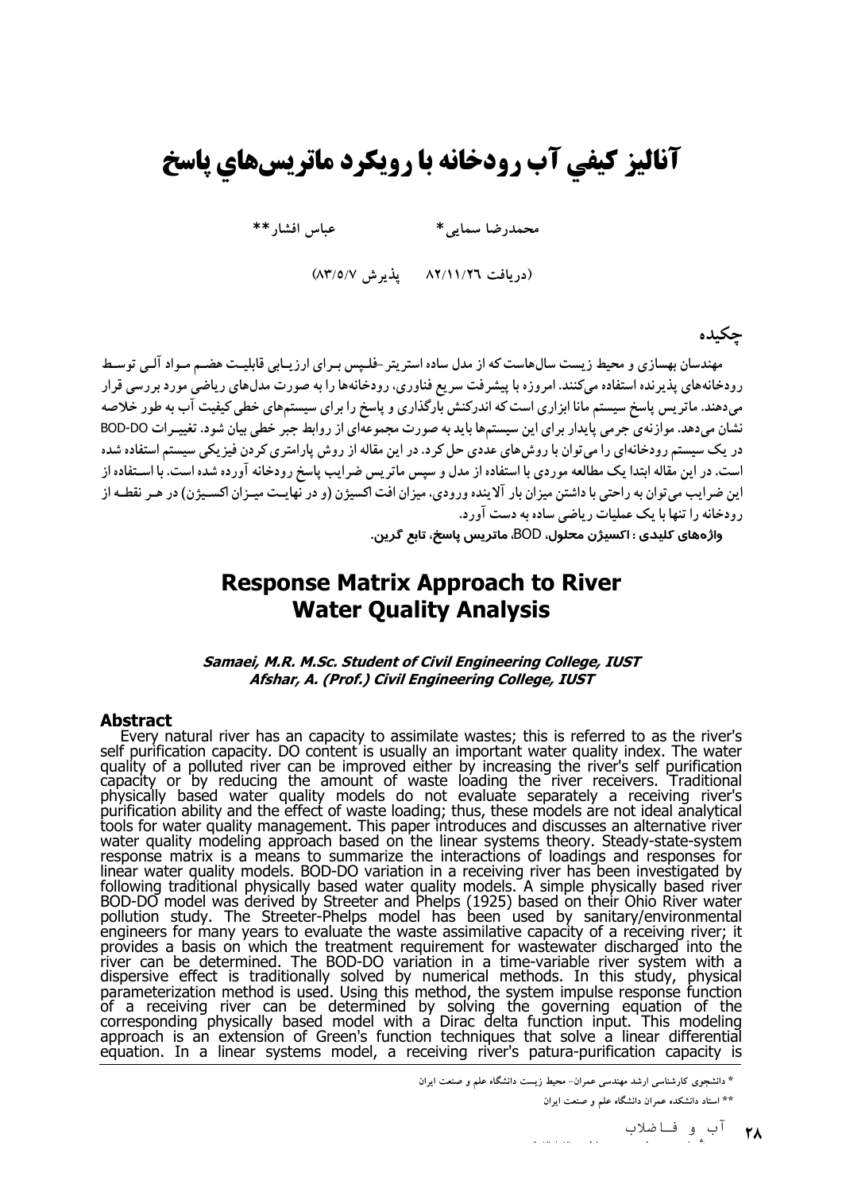# آناليز كيفي آب رودخانه با رويكرد ماتريس‌هاي پاسخ

محمدرضا سمایی* عباس افشار**

(دریافت ۸۲/۱۱/۲۶ پذیرش ۸۳/۵/۷)

## چکیده

مهندسان بهسازی و محیط زیست سال‌هاست که از مدل ساده استریتر-فلپس برای ارزیابی قابلیت هضم مواد آلی توسط رودخانه‌های پذیرنده استفاده می‌کنند. امروزه با پیشرفت سریع فناوری، رودخانه‌ها را به صورت مدل‌های ریاضی مورد بررسی قرار می‌دهند. ماتریس پاسخ سیستم مانا ابزاری است که اندرکنش بارگذاری و پاسخ را برای سیستم‌های خطی کیفیت آب به طور خلاصه نشان می‌دهد. موازنه‌ی جرمی پایدار برای این سیستم‌ها باید به صورت مجموعه‌ای از روابط جبر خطی بیان شود. تغییرات BOD-DO در یک سیستم رودخانه‌ای را می‌توان با روش‌های عددی حل کرد. در این مقاله از روش پارامتری کردن فیزیکی سیستم استفاده شده است. در این مقاله ابتدا یک مطالعه موردی با استفاده از مدل و سپس ماتریس ضرایب پاسخ رودخانه آورده شده است. با استفاده از این ضرایب می‌توان به راحتی با داشتن میزان بار آلاینده ورودی، میزان افت اکسیژن (و در نهایت میزان اکسیژن) در هر نقطه از رودخانه را تنها با یک عملیات ریاضی ساده به دست آورد.

**واژه‌های کلیدی : اکسیژن محلول، BOD، ماتریس پاسخ، تابع گرین.**

# Response Matrix Approach to River Water Quality Analysis

***Samaei, M.R. M.Sc. Student of Civil Engineering College, IUST***
***Afshar, A. (Prof.) Civil Engineering College, IUST***

## Abstract

Every natural river has an capacity to assimilate wastes; this is referred to as the river's self purification capacity. DO content is usually an important water quality index. The water quality of a polluted river can be improved either by increasing the river's self purification capacity or by reducing the amount of waste loading the river receivers. Traditional physically based water quality models do not evaluate separately a receiving river's purification ability and the effect of waste loading; thus, these models are not ideal analytical tools for water quality management. This paper introduces and discusses an alternative river water quality modeling approach based on the linear systems theory. Steady-state-system response matrix is a means to summarize the interactions of loadings and responses for linear water quality models. BOD-DO variation in a receiving river has been investigated by following traditional physically based water quality models. A simple physically based river BOD-DO model was derived by Streeter and Phelps (1925) based on their Ohio River water pollution study. The Streeter-Phelps model has been used by sanitary/environmental engineers for many years to evaluate the waste assimilative capacity of a receiving river; it provides a basis on which the treatment requirement for wastewater discharged into the river can be determined. The BOD-DO variation in a time-variable river system with a dispersive effect is traditionally solved by numerical methods. In this study, physical parameterization method is used. Using this method, the system impulse response function of a receiving river can be determined by solving the governing equation of the corresponding physically based model with a Dirac delta function input. This modeling approach is an extension of Green's function techniques that solve a linear differential equation. In a linear systems model, a receiving river's patura-purification capacity is

\* دانشجوی کارشناسی ارشد مهندسی عمران- محیط زیست دانشگاه علم و صنعت ایران

\*\* استاد دانشکده عمران دانشگاه علم و صنعت ایران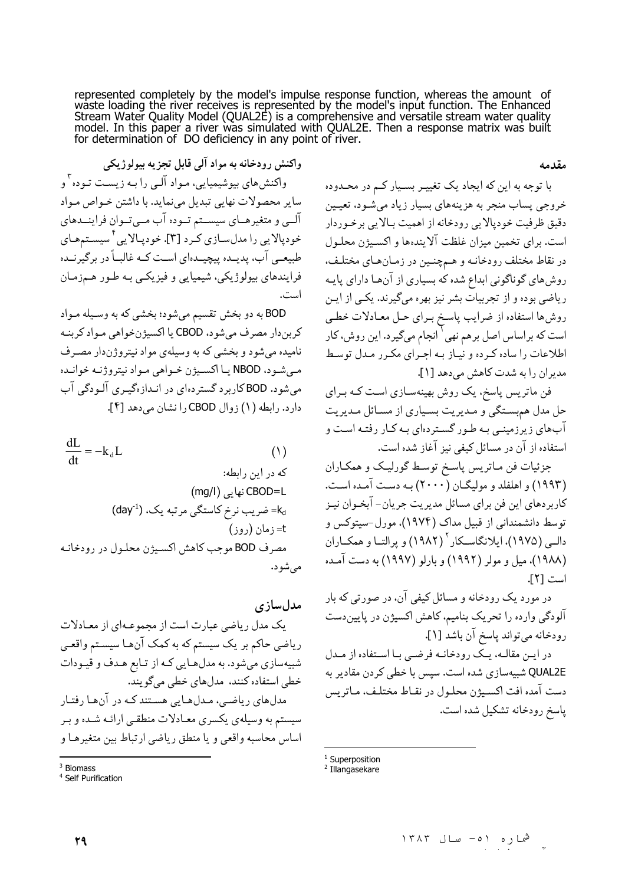represented completely by the model's impulse response function, whereas the amount of waste loading the river receives is represented by the model's input function. The Enhanced Stream Water Quality Model (QUAL2E) is a comprehensive and versatile stream water quality model. In this paper a river was simulated with QUAL2E. Then a response matrix was built for determination of DO deficiency in any point of river.

## مقدمه

با توجه به این که ایجاد یک تغییر بسیار کم در محدوده خروجی پساب منجر به هزینه‌های بسیار زیاد می‌شود، تعیین دقیق ظرفیت خودپالایی رودخانه از اهمیت بالایی برخوردار است. برای تخمین میزان غلظت آلاینده‌ها و اکسیژن محلول در نقاط مختلف رودخانه و هم‌چنین در زمان‌های مختلف، روش‌های گوناگونی ابداع شده که بسیاری از آن‌ها دارای پایه ریاضی بوده و از تجربیات بشر نیز بهره می‌گیرند. یکی از این روش‌ها استفاده از ضرایب پاسخ برای حل معادلات خطی است که براساس اصل برهم نهی [1] انجام می‌گیرد. این روش، کار اطلاعات را ساده کرده و نیاز به اجرای مکرر مدل توسط مدیران را به شدت کاهش می‌دهد [1].

فن ماتریس پاسخ، یک روش بهینه‌سازی است که برای حل مدل هم‌بستگی و مدیریت بسیاری از مسائل مدیریت آب‌های زیرزمینی به طور گسترده‌ای به کار رفته است و استفاده از آن در مسائل کیفی نیز آغاز شده است.

جزئیات فن ماتریس پاسخ توسط گورلیک و همکاران (۱۹۹۳) و اهلفلد و مولیگان (۲۰۰۰) به دست آمده است. کاربردهای این فن برای مسائل مدیریت جریان- آبخوان نیز توسط دانشمندانی از قبیل مداک (۱۹۷۴)، مورل-سیتوکس و دالی (۱۹۷۵)، ایلانگاسکار [2] (۱۹۸۲) و پرالتا و همکاران (۱۹۸۸)، میل و مولر (۱۹۹۲) و بارلو (۱۹۹۷) به دست آمده است [2].

در مورد یک رودخانه و مسائل کیفی آن، در صورتی که بار آلودگی وارده را تحریک بنامیم، کاهش اکسیژن در پایین‌دست رودخانه می‌تواند پاسخ آن باشد [1].

در این مقاله، یک رودخانه فرضی با استفاده از مدل QUAL2E شبیه‌سازی شده است. سپس با خطی کردن مقادیر به دست آمده افت اکسیژن محلول در نقاط مختلف، ماتریس پاسخ رودخانه تشکیل شده است.

## واکنش رودخانه به مواد آلی قابل تجزیه بیولوژیکی

واکنش‌های بیوشیمیایی، مواد آلی را به زیست توده [3] و سایر محصولات نهایی تبدیل می‌نماید. با داشتن خواص مواد آلی و متغیرهای سیستم توده آب می‌توان فرایندهای خودپالایی را مدل‌سازی کرد [3]. خودپالایی [4] سیستم‌های طبیعی آب، پدیده پیچیده‌ای است که غالباً در برگیرنده فرایندهای بیولوژیکی، شیمیایی و فیزیکی به طور هم‌زمان است.

BOD به دو بخش تقسیم می‌شود؛ بخشی که به وسیله مواد کربن‌دار مصرف می‌شود، CBOD یا اکسیژن‌خواهی مواد کربنه نامیده می‌شود و بخشی که به وسیله‌ی مواد نیتروژن‌دار مصرف می‌شود، NBOD یا اکسیژن خواهی مواد نیتروژنه خوانده می‌شود. BOD کاربرد گسترده‌ای در اندازه‌گیری آلودگی آب دارد. رابطه (۱) زوال CBOD را نشان می‌دهد [4].

$$\frac{dL}{dt} = -k_d L \qquad (1)$$

که در این رابطه:

$L$=CBOD نهایی (mg/l)

$k_d$= ضریب نرخ کاستگی مرتبه یک، ($day^{-1}$)

$t$= زمان (روز)

مصرف BOD موجب کاهش اکسیژن محلول در رودخانه می‌شود.

## مدل‌سازی

یک مدل ریاضی عبارت است از مجموعه‌ای از معادلات ریاضی حاکم بر یک سیستم که به کمک آن‌ها سیستم واقعی شبیه‌سازی می‌شود. به مدل‌هایی که از تابع هدف و قیودات خطی استفاده کنند، مدل‌های خطی می‌گویند.

مدل‌های ریاضی، مدل‌هایی هستند که در آن‌ها رفتار سیستم به وسیله‌ی یکسری معادلات منطقی ارائه شده و بر اساس محاسبه واقعی و یا منطق ریاضی ارتباط بین متغیرها و

---

[1] Superposition
[2] Illangasekare
[3] Biomass
[4] Self Purification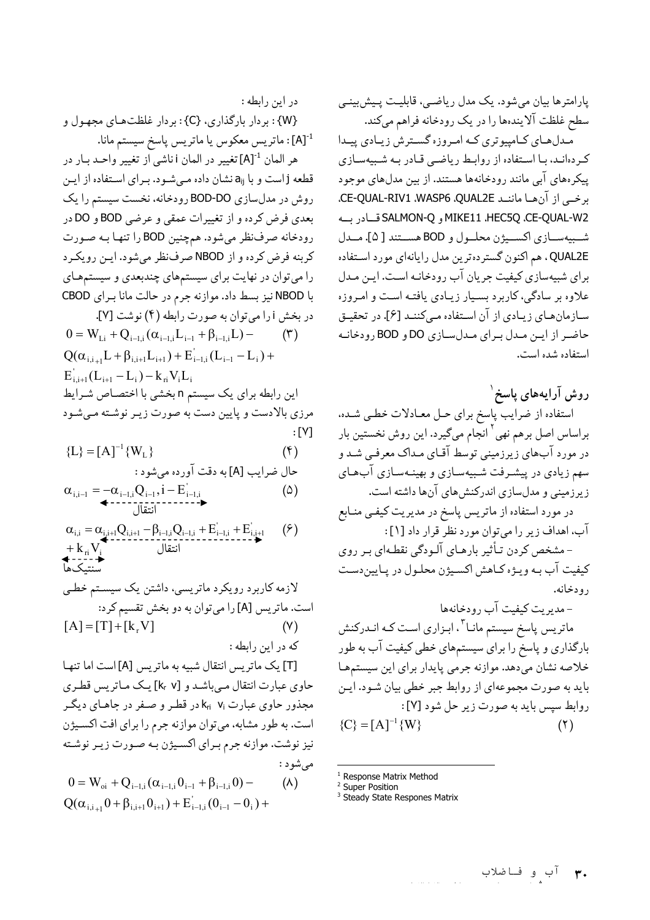پارامترها بیان می‌شود. یک مدل ریاضی، قابلیت پیش‌بینی سطح غلظت آلاینده‌ها را در یک رودخانه فراهم می‌کند.

مدل‌های کامپیوتری که امروزه گسترش زیادی پیدا کرده‌اند، با استفاده از روابط ریاضی قادر به شبیه‌سازی پیکره‌های آبی مانند رودخانه‌ها هستند. از بین مدل‌های موجود برخی از آن‌ها مانند CE-QUAL-RIV1 ،WASP6 ،QUAL2E، CE-QUAL-W2 ،HEC5Q ،MIKE11 و SALMON-Q قادر به شبیه‌سازی اکسیژن محلول و BOD هستند [ 5]. مدل QUAL2E، هم اکنون گسترده‌ترین مدل رایانه‌ای مورد استفاده برای شبیه‌سازی کیفیت جریان آب رودخانه است. این مدل علاوه بر سادگی، کاربرد بسیار زیادی یافته است و امروزه سازمان‌های زیادی از آن استفاده می‌کنند [6]. در تحقیق حاضر از این مدل برای مدل‌سازی DO و BOD رودخانه استفاده شده است.

## روش آرایه‌های پاسخ [1]

استفاده از ضرایب پاسخ برای حل معادلات خطی شده، براساس اصل برهم نهی [2] انجام می‌گیرد. این روش نخستین بار در مورد آب‌های زیرزمینی توسط آقای مداک معرفی شد و سهم زیادی در پیشرفت شبیه‌سازی و بهینه‌سازی آب‌های زیرزمینی و مدل‌سازی اندرکنش‌های آن‌ها داشته است.

در مورد استفاده از ماتریس پاسخ در مدیریت کیفی منابع آب، اهداف زیر را می‌توان مورد نظر قرار داد [1]:

- مشخص کردن تأثیر بارهای آلودگی نقطه‌ای بر روی کیفیت آب به ویژه کاهش اکسیژن محلول در پایین‌دست رودخانه.
- مدیریت کیفیت آب رودخانه‌ها

ماتریس پاسخ سیستم مانا [3]، ابزاری است که اندرکنش بارگذاری و پاسخ را برای سیستم‌های خطی کیفیت آب به طور خلاصه نشان می‌دهد. موازنه جرمی پایدار برای این سیستم‌ها باید به صورت مجموعه‌ای از روابط جبر خطی بیان شود. این روابط سپس باید به صورت زیر حل شود [7]:

$$\{C\} = [A]^{-1}\{W\} \qquad (2)$$

در این رابطه :

$\{W\}$ : بردار بارگذاری، $\{C\}$ : بردار غلظت‌های مجهول و $[A]^{-1}$ : ماتریس معکوس یا ماتریس پاسخ سیستم مانا.

هر المان $[A]^{-1}$ تغییر در المان i ناشی از تغییر واحد بار در قطعه j است و با $a_{ij}$ نشان داده می‌شود. برای استفاده از این روش در مدل‌سازی BOD-DO رودخانه، نخست سیستم را یک بعدی فرض کرده و از تغییرات عمقی و عرضی BOD و DO در رودخانه صرف‌نظر می‌شود. همچنین BOD را تنها به صورت کربنه فرض کرده و از NBOD صرف‌نظر می‌شود. این رویکرد را می‌توان در نهایت برای سیستم‌های چندبعدی و سیستم‌های با NBOD نیز بسط داد. موازنه جرم در حالت مانا برای CBOD در بخش i را می‌توان به صورت رابطه (4) نوشت [7].

$$0 = W_{Li} + Q_{i-1,i}(\alpha_{i-1,i}L_{i-1} + \beta_{i-1,i}L) - Q(\alpha_{i,i+1}L + \beta_{i,i+1}L_{i+1}) + E'_{i-1,i}(L_{i-1} - L_i) + E'_{i,i+1}(L_{i+1} - L_i) - k_{ri}V_iL_i \qquad (3)$$

این رابطه برای یک سیستم n بخشی با اختصاص شرایط مرزی بالادست و پایین دست به صورت زیر نوشته می‌شود [7]:

$$\{L\} = [A]^{-1}\{W_L\} \qquad (4)$$

حال ضرایب $[A]$ به دقت آورده می‌شود :

$$\alpha_{i,i-1} = \underbrace{-\alpha_{i-1,i}Q_{i-1}, i - E'_{i-1,i}}_{\text{انتقال}} \qquad (5)$$

$$\alpha_{i,i} = \underbrace{\alpha_{i,i+1}Q_{i,i+1} - \beta_{i-1,i}Q_{i-1,i} + E'_{i-1,i} + E'_{i,i+1}}_{\text{انتقال}} + \underbrace{k_{ri}V_i}_{\text{سنتیک‌ها}} \qquad (6)$$

لازمه کاربرد رویکرد ماتریسی، داشتن یک سیستم خطی است. ماتریس $[A]$ را می‌توان به دو بخش تقسیم کرد:

$$[A] = [T] + [k_rV] \qquad (7)$$

که در این رابطه :

$[T]$ یک ماتریس انتقال شبیه به ماتریس $[A]$ است اما تنها حاوی عبارت انتقال می‌باشد و $[k_r\ V]$ یک ماتریس قطری مجذور حاوی عبارت $k_{ri}\ V_i$ در قطر و صفر در جاهای دیگر است. به طور مشابه، می‌توان موازنه جرم را برای افت اکسیژن نیز نوشت. موازنه جرم برای اکسیژن به صورت زیر نوشته می‌شود :

$$0 = W_{oi} + Q_{i-1,i}(\alpha_{i-1,i}0_{i-1} + \beta_{i-1,i}0) - Q(\alpha_{i,i+1}0 + \beta_{i,i+1}0_{i+1}) + E'_{i-1,i}(0_{i-1} - 0_i) + \qquad (8)$$

---

[1] Response Matrix Method

[2] Super Position

[3] Steady State Respones Matrix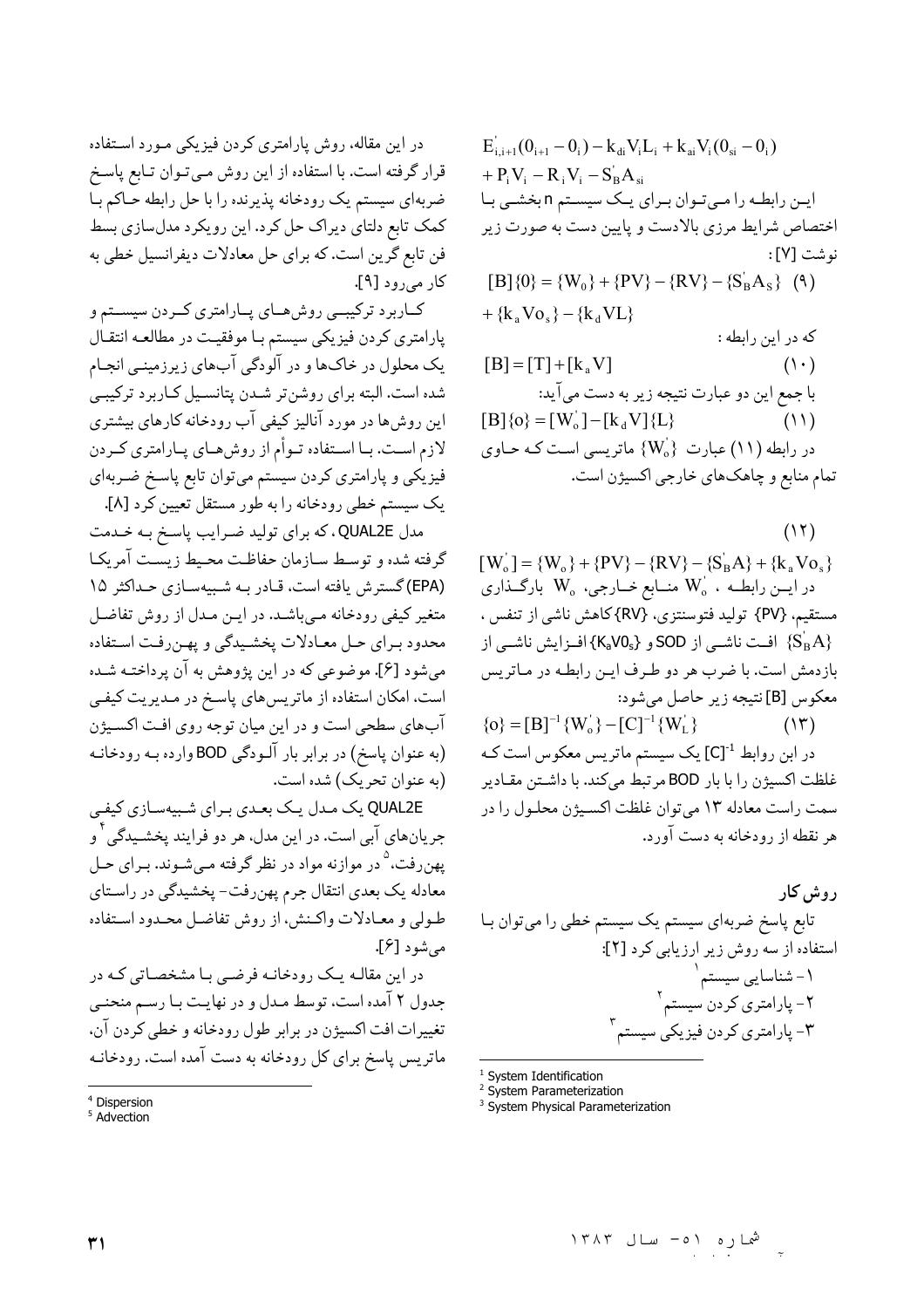در این مقاله، روش پارامتری کردن فیزیکی مورد استفاده قرار گرفته است. با استفاده از این روش می‌توان تابع پاسخ ضربه‌ای سیستم یک رودخانه پذیرنده را با حل رابطه حاکم با کمک تابع دلتای دیراک حل کرد. این رویکرد مدل‌سازی بسط فن تابع گرین است. که برای حل معادلات دیفرانسیل خطی به کار می‌رود [۹].

کاربرد ترکیبی روش‌های پارامتری کردن سیستم و پارامتری کردن فیزیکی سیستم با موفقیت در مطالعه انتقال یک محلول در خاک‌ها و در آلودگی آب‌های زیرزمینی انجام شده است. البته برای روشن‌تر شدن پتانسیل کاربرد ترکیبی این روش‌ها در مورد آنالیز کیفی آب رودخانه کارهای بیشتری لازم است. با استفاده توأم از روش‌های پارامتری کردن فیزیکی و پارامتری کردن سیستم می‌توان تابع پاسخ ضربه‌ای یک سیستم خطی رودخانه را به طور مستقل تعیین کرد [۸].

مدل QUAL2E، که برای تولید ضرایب پاسخ به خدمت گرفته شده و توسط سازمان حفاظت محیط زیست آمریکا (EPA) گسترش یافته است، قادر به شبیه‌سازی حداکثر ۱۵ متغیر کیفی رودخانه می‌باشد. در این مدل از روش تفاضل محدود برای حل معادلات پخشیدگی و پهن‌رفت استفاده می‌شود [۶]. موضوعی که در این پژوهش به آن پرداخته شده است، امکان استفاده از ماتریس‌های پاسخ در مدیریت کیفی آب‌های سطحی است و در این میان توجه روی افت اکسیژن (به عنوان پاسخ) در برابر بار آلودگی BOD وارده به رودخانه (به عنوان تحریک) شده است.

QUAL2E یک مدل یک بعدی برای شبیه‌سازی کیفی جریان‌های آبی است. در این مدل، هر دو فرایند پخشیدگی[4] و پهن‌رفت،[5] در موازنه مواد در نظر گرفته می‌شوند. برای حل معادله یک بعدی انتقال جرم پهن‌رفت- پخشیدگی در راستای طولی و معادلات واکنش، از روش تفاضل محدود استفاده می‌شود [۶].

در این مقاله یک رودخانه فرضی با مشخصاتی که در جدول ۲ آمده است، توسط مدل و در نهایت با رسم منحنی تغییرات افت اکسیژن در برابر طول رودخانه و خطی کردن آن، ماتریس پاسخ برای کل رودخانه به دست آمده است. رودخانه

$$E'_{i,i+1}(0_{i+1}-0_i)-k_{di}V_iL_i+k_{ai}V_i(0_{si}-0_i)$$
$$+P_iV_i-R_iV_i-S'_BA_{si}$$

این رابطه را می‌توان برای یک سیستم n بخشی با اختصاص شرایط مرزی بالادست و پایین دست به صورت زیر نوشت [۷]:

$$[B]\{0\}=\{W_0\}+\{PV\}-\{RV\}-\{S'_BA_S\} \quad (۹)$$
$$+\{k_aVo_s\}-\{k_dVL\}$$

که در این رابطه:

$$[B]=[T]+[k_aV] \quad (۱۰)$$

با جمع این دو عبارت نتیجه زیر به دست می‌آید:

$$[B]\{o\}=[W'_o]-[k_dV]\{L\} \quad (۱۱)$$

در رابطه (۱۱) عبارت $\{W'_o\}$ ماتریسی است که حاوی تمام منابع و چاهک‌های خارجی اکسیژن است.

$$[W'_o]=\{W_o\}+\{PV\}-\{RV\}-\{S'_BA\}+\{k_aVo_s\} \quad (۱۲)$$

در این رابطه $W'_o$ منابع خارجی، $W_o$ بارگذاری مستقیم، {PV} تولید فتوسنتزی، {RV} کاهش ناشی از تنفس، $\{S'_BA\}$ افت ناشی از SOD و $\{K_aV0_s\}$ افزایش ناشی از بازدمش است. با ضرب هر دو طرف این رابطه در ماتریس معکوس [B] نتیجه زیر حاصل می‌شود:

$$\{o\}=[B]^{-1}\{W'_o\}-[C]^{-1}\{W'_L\} \quad (۱۳)$$

در این روابط $[C]^{-1}$ یک سیستم ماتریس معکوس است که غلظت اکسیژن را با بار BOD مرتبط می‌کند. با داشتن مقادیر سمت راست معادله ۱۳ می‌توان غلظت اکسیژن محلول را در هر نقطه از رودخانه به دست آورد.

## روش کار

تابع پاسخ ضربه‌ای سیستم یک سیستم خطی را می‌توان با استفاده از سه روش زیر ارزیابی کرد [۲]:

۱- شناسایی سیستم[1]

۲- پارامتری کردن سیستم[2]

۳- پارامتری کردن فیزیکی سیستم[3]

---

[1] System Identification
[2] System Parameterization
[3] System Physical Parameterization
[4] Dispersion
[5] Advection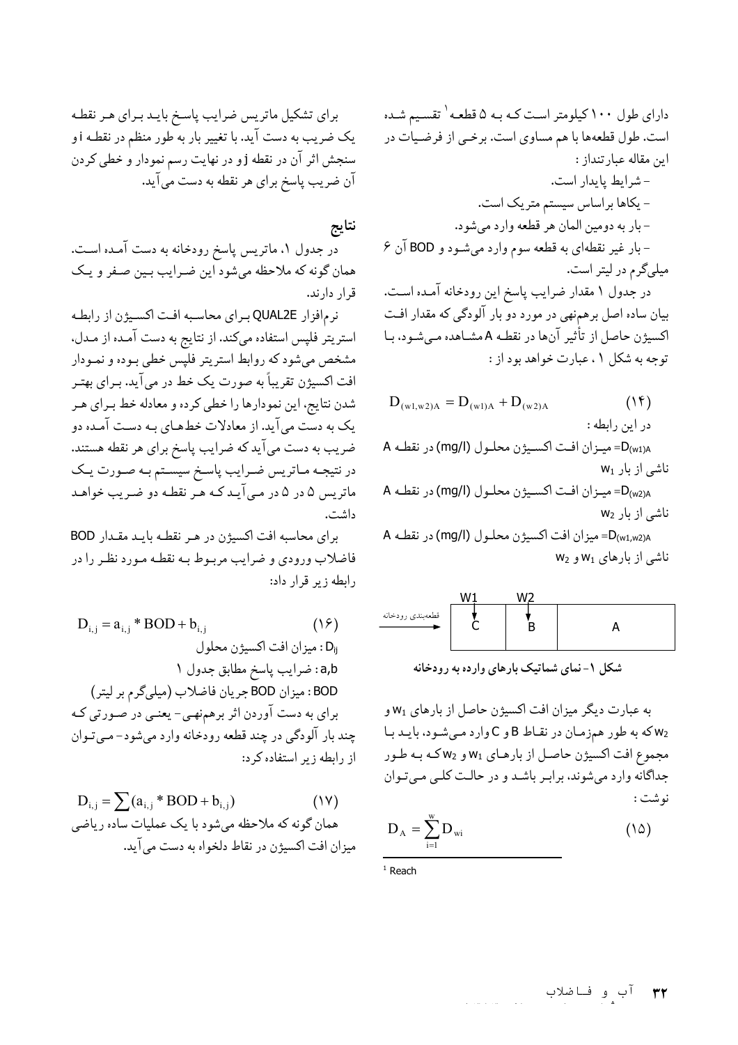دارای طول ۱۰۰ کیلومتر است که به ۵ قطعه[1] تقسیم شده است. طول قطعه‌ها با هم مساوی است. برخی از فرضیات در این مقاله عبارتنداز :

- شرایط پایدار است.
- یکاها براساس سیستم متریک است.
- بار به دومین المان هر قطعه وارد می‌شود.
- بار غیر نقطه‌ای به قطعه سوم وارد می‌شود و BOD آن ۶ میلی‌گرم در لیتر است.

در جدول ۱ مقدار ضرایب پاسخ این رودخانه آمده است. بیان ساده اصل برهم‌نهی در مورد دو بار آلودگی که مقدار افت اکسیژن حاصل از تأثیر آن‌ها در نقطه A مشاهده می‌شود، با توجه به شکل ۱ ، عبارت خواهد بود از :

$$D_{(w1,w2)A} = D_{(w1)A} + D_{(w2)A} \qquad (۱۴)$$

در این رابطه :

$D_{(w1)A}$= میزان افت اکسیژن محلول (mg/l) در نقطه A ناشی از بار $w_1$

$D_{(w2)A}$= میزان افت اکسیژن محلول (mg/l) در نقطه A ناشی از بار $w_2$

$D_{(w1,w2)A}$= میزان افت اکسیژن محلول (mg/l) در نقطه A ناشی از بارهای $w_1$ و $w_2$

| قطعه‌بندی رودخانه → | C ($W1$ ↓) | B ($W2$ ↓) | A |
|---|---|---|---|

**شکل ۱- نمای شماتیک بارهای وارده به رودخانه**

به عبارت دیگر میزان افت اکسیژن حاصل از بارهای $w_1$ و $w_2$ که به طور همزمان در نقاط B و C وارد می‌شود، باید با مجموع افت اکسیژن حاصل از بارهای $w_1$ و $w_2$ که به طور جداگانه وارد می‌شوند، برابر باشد و در حالت کلی می‌توان نوشت :

$$D_A = \sum_{i=1}^{w} D_{wi} \qquad (۱۵)$$

[1] Reach

برای تشکیل ماتریس ضرایب پاسخ باید برای هر نقطه یک ضریب به دست آید. با تغییر بار به طور منظم در نقطه i و سنجش اثر آن در نقطه j و در نهایت رسم نمودار و خطی کردن آن ضریب پاسخ برای هر نقطه به دست می‌آید.

## نتایج

در جدول ۱، ماتریس پاسخ رودخانه به دست آمده است. همان گونه که ملاحظه می‌شود این ضرایب بین صفر و یک قرار دارند.

نرم‌افزار QUAL2E برای محاسبه افت اکسیژن از رابطه استریتر فلپس استفاده می‌کند. از نتایج به دست آمده از مدل، مشخص می‌شود که روابط استریتر فلپس خطی بوده و نمودار افت اکسیژن تقریباً به صورت یک خط در می‌آید. برای بهتر شدن نتایج، این نمودارها را خطی کرده و معادله خط برای هر یک به دست می‌آید. از معادلات خط‌های به دست آمده دو ضریب به دست می‌آید که ضرایب پاسخ برای هر نقطه هستند. در نتیجه ماتریس ضرایب پاسخ سیستم به صورت یک ماتریس ۵ در ۵ در می‌آید که هر نقطه دو ضریب خواهد داشت.

برای محاسبه افت اکسیژن در هر نقطه باید مقدار BOD فاضلاب ورودی و ضرایب مربوط به نقطه مورد نظر را در رابطه زیر قرار داد:

$$D_{i,j} = a_{i,j} * BOD + b_{i,j} \qquad (۱۶)$$

$D_{ij}$ : میزان افت اکسیژن محلول

a,b : ضرایب پاسخ مطابق جدول ۱

BOD : میزان BOD جریان فاضلاب (میلی‌گرم بر لیتر)

برای به دست آوردن اثر برهم‌نهی- یعنی در صورتی که چند بار آلودگی در چند قطعه رودخانه وارد می‌شود- می‌توان از رابطه زیر استفاده کرد:

$$D_{i,j} = \sum (a_{i,j} * BOD + b_{i,j}) \qquad (۱۷)$$

همان گونه که ملاحظه می‌شود با یک عملیات ساده ریاضی میزان افت اکسیژن در نقاط دلخواه به دست می‌آید.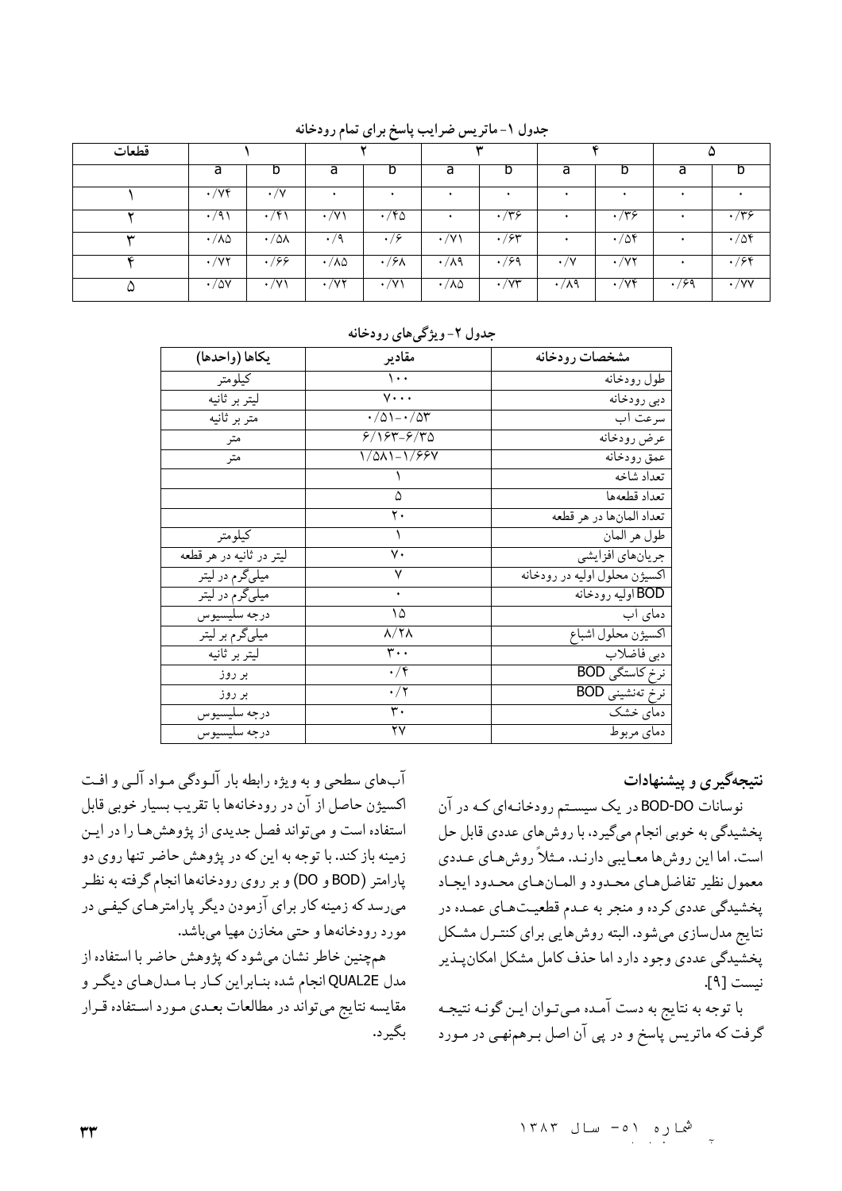جدول ۱- ماتریس ضرایب پاسخ برای تمام رودخانه

| قطعات | ۱ | | ۲ | | ۳ | | ۴ | | ۵ | |
|---|---|---|---|---|---|---|---|---|---|---|
| | a | b | a | b | a | b | a | b | a | b |
| ۱ | ۰/۷۴ | ۰/۷ | ۰ | ۰ | ۰ | ۰ | ۰ | ۰ | ۰ | ۰ |
| ۲ | ۰/۹۱ | ۰/۴۱ | ۰/۷۱ | ۰/۴۵ | ۰ | ۰/۳۶ | ۰ | ۰/۳۶ | ۰ | ۰/۳۶ |
| ۳ | ۰/۸۵ | ۰/۵۸ | ۰/۹ | ۰/۶ | ۰/۷۱ | ۰/۶۳ | ۰ | ۰/۵۴ | ۰ | ۰/۵۴ |
| ۴ | ۰/۷۲ | ۰/۶۶ | ۰/۸۵ | ۰/۶۸ | ۰/۸۹ | ۰/۶۹ | ۰/۷ | ۰/۷۲ | ۰ | ۰/۶۴ |
| ۵ | ۰/۵۷ | ۰/۷۱ | ۰/۷۲ | ۰/۷۱ | ۰/۸۵ | ۰/۷۳ | ۰/۸۹ | ۰/۷۴ | ۰/۶۹ | ۰/۷۷ |

جدول ۲- ویژگی‌های رودخانه

| مشخصات رودخانه | مقادیر | یکاها (واحدها) |
|---|---|---|
| طول رودخانه | ۱۰۰ | کیلومتر |
| دبی رودخانه | ۷۰۰۰ | لیتر بر ثانیه |
| سرعت اب | ۰/۵۱-۰/۵۳ | متر بر ثانیه |
| عرض رودخانه | ۶/۱۶۳-۶/۳۵ | متر |
| عمق رودخانه | ۱/۵۸۱-۱/۶۶۷ | متر |
| تعداد شاخه | ۱ | |
| تعداد قطعه‌ها | ۵ | |
| تعداد المان‌ها در هر قطعه | ۲۰ | |
| طول هر المان | ۱ | کیلومتر |
| جریان‌های افزایشی | ۷۰ | لیتر در ثانیه در هر قطعه |
| اکسیژن محلول اولیه در رودخانه | ۷ | میلی‌گرم در لیتر |
| BOD اولیه رودخانه | ۰ | میلی‌گرم در لیتر |
| دمای اب | ۱۵ | درجه سلیسیوس |
| اکسیژن محلول اشباع | ۸/۲۸ | میلی‌گرم بر لیتر |
| دبی فاضلاب | ۳۰۰ | لیتر بر ثانیه |
| نرخ کاستگی BOD | ۰/۴ | بر روز |
| نرخ ته‌نشینی BOD | ۰/۲ | بر روز |
| دمای خشک | ۳۰ | درجه سلیسیوس |
| دمای مربوط | ۲۷ | درجه سلیسیوس |

## نتیجه‌گیری و پیشنهادات

نوسانات BOD-DO در یک سیستم رودخانه‌ای که در آن پخشیدگی به خوبی انجام می‌گیرد، با روش‌های عددی قابل حل است. اما این روش‌ها معایبی دارند. مثلاً روش‌های عددی معمول نظیر تفاضل‌های محدود و المان‌های محدود ایجاد پخشیدگی عددی کرده و منجر به عدم قطعیت‌های عمده در نتایج مدل‌سازی می‌شود. البته روش‌هایی برای کنترل مشکل پخشیدگی عددی وجود دارد اما حذف کامل مشکل امکان‌پذیر نیست [۹].

با توجه به نتایج به دست آمده می‌توان این گونه نتیجه گرفت که ماتریس پاسخ و در پی آن اصل برهم‌نهی در مورد آب‌های سطحی و به ویژه رابطه بار آلودگی مواد آلی و افت اکسیژن حاصل از آن در رودخانه‌ها با تقریب بسیار خوبی قابل استفاده است و می‌تواند فصل جدیدی از پژوهش‌ها را در این زمینه باز کند. با توجه به این که در پژوهش حاضر تنها روی دو پارامتر (BOD و DO) و بر روی رودخانه‌ها انجام گرفته به نظر می‌رسد که زمینه کار برای آزمودن پارامترهای کیفی دیگر در مورد رودخانه‌ها و حتی مخازن مهیا می‌باشد.

همچنین خاطر نشان می‌شود که پژوهش حاضر با استفاده از مدل QUAL2E انجام شده بنابراین کار با مدل‌های دیگر و مقایسه نتایج می‌تواند در مطالعات بعدی مورد استفاده قرار بگیرد.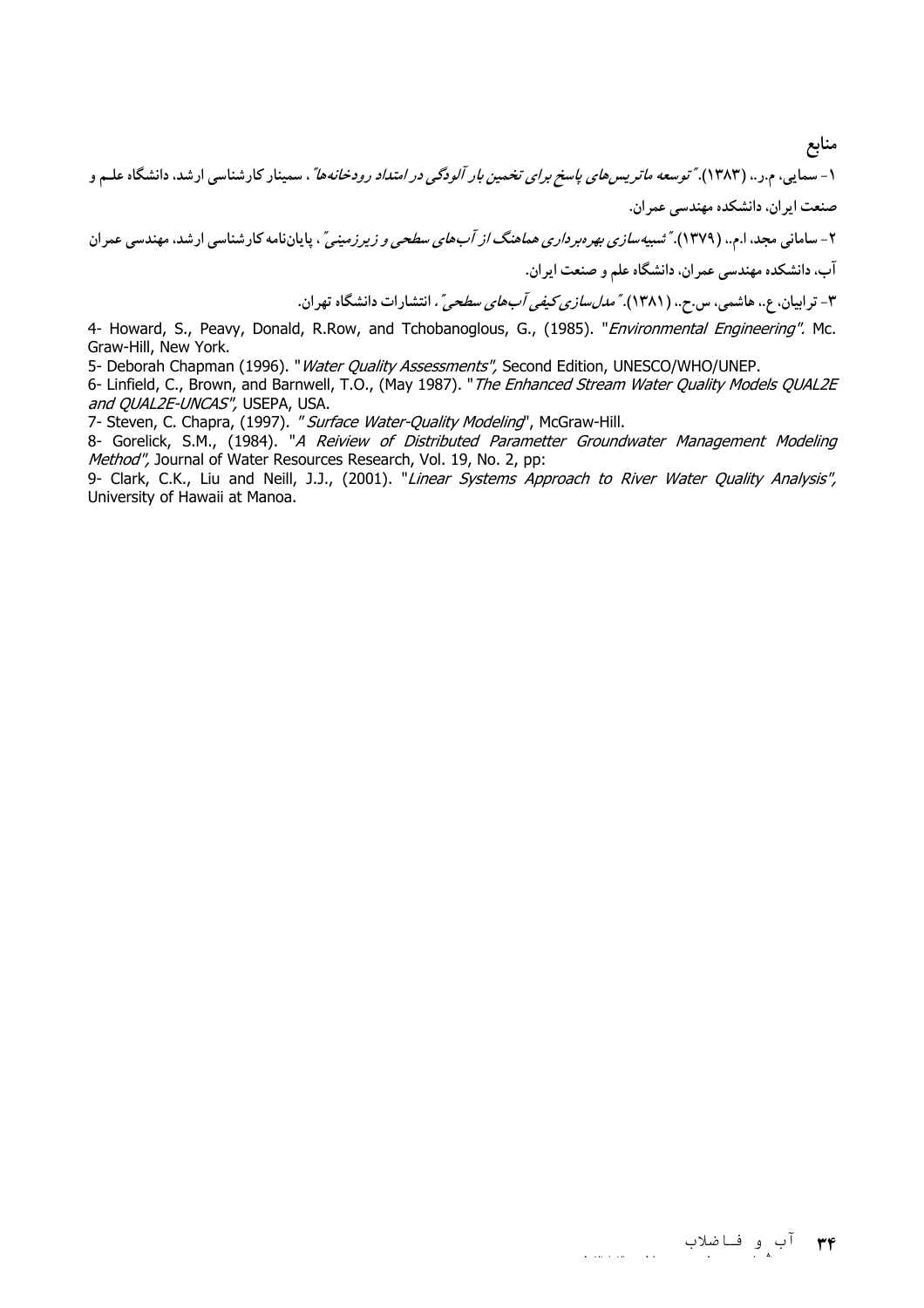## منابع

۱- سمایی، م.ر.، (۱۳۸۳). *"توسعه ماتریس‌های پاسخ برای تخمین بار آلودگی در امتداد رودخانه‌ها"*، سمینار کارشناسی ارشد، دانشگاه علـم و صنعت ایران، دانشکده مهندسی عمران.

۲- سامانی مجد، ا.م.، (۱۳۷۹). *"شبیه‌سازی بهره‌برداری هماهنگ از آب‌های سطحی و زیرزمینی"*، پایان‌نامه کارشناسی ارشد، مهندسی عمران آب، دانشکده مهندسی عمران، دانشگاه علم و صنعت ایران.

۳- ترابیان، ع.، هاشمی، س.ح.، (۱۳۸۱). *"مدل‌سازی کیفی آب‌های سطحی"*، انتشارات دانشگاه تهران.

4- Howard, S., Peavy, Donald, R.Row, and Tchobanoglous, G., (1985). "*Environmental Engineering"*. Mc. Graw-Hill, New York.

5- Deborah Chapman (1996). "*Water Quality Assessments"*, Second Edition, UNESCO/WHO/UNEP.

6- Linfield, C., Brown, and Barnwell, T.O., (May 1987). "*The Enhanced Stream Water Quality Models QUAL2E and QUAL2E-UNCAS"*, USEPA, USA.

7- Steven, C. Chapra, (1997). "*Surface Water-Quality Modeling*", McGraw-Hill.

8- Gorelick, S.M., (1984). "*A Reiview of Distributed Parametter Groundwater Management Modeling Method"*, Journal of Water Resources Research, Vol. 19, No. 2, pp:

9- Clark, C.K., Liu and Neill, J.J., (2001). "*Linear Systems Approach to River Water Quality Analysis"*, University of Hawaii at Manoa.